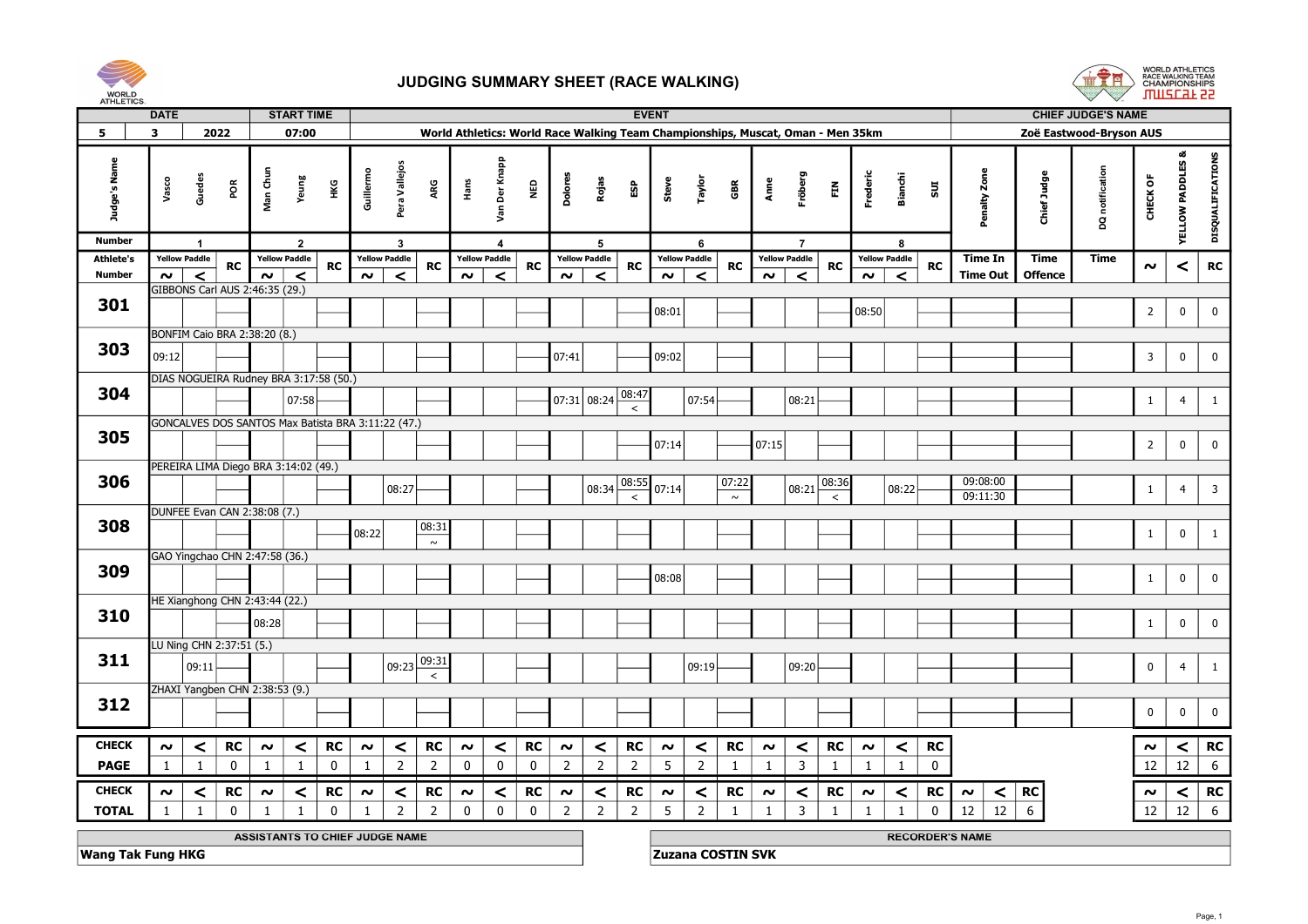# JUDGING SUMMARY SHEET (RACE WALKING)

WORLD ATHLETICS RACE WALKING TEAM CHAMPIONSHIPS MUSCAT 22

| DATE | | | START TIME | EVENT | CHIEF JUDGE'S NAME |
|---|---|---|---|---|---|
| 5 | 3 | 2022 | 07:00 | World Athletics: World Race Walking Team Championships, Muscat, Oman - Men 35km | Zoë Eastwood-Bryson AUS |

| Judge's Name | Vasco Guedes POR | | | Man Chun Yeung HKG | | | Guillermo Pera Vallejos ARG | | | Hans Van Der Knapp NED | | | Dolores Rojas ESP | | | Steve Taylor GBR | | | Arne Fröberg FIN | | | Frederic Bianchi SUI | | | Penalty Zone | Chief Judge | DQ notification | CHECK OF YELLOW PADDLES & DISQUALIFICATIONS | | |
|---|---|---|---|---|---|---|---|---|---|---|---|---|---|---|---|---|---|---|---|---|---|---|---|---|---|---|---|---|---|---|
| Number | 1 | | | 2 | | | 3 | | | 4 | | | 5 | | | 6 | | | 7 | | | 8 | | | | | | | | |
| Athlete's Number | Yellow Paddle | | RC | Yellow Paddle | | RC | Yellow Paddle | | RC | Yellow Paddle | | RC | Yellow Paddle | | RC | Yellow Paddle | | RC | Yellow Paddle | | RC | Yellow Paddle | | RC | Time In / Time Out | Time Offence | Time | | | |
| | ~ | < | | ~ | < | | ~ | < | | ~ | < | | ~ | < | | ~ | < | | ~ | < | | ~ | < | | | | | ~ | < | RC |
| 301 GIBBONS Carl AUS 2:46:35 (29.) | | | | | | | | | | | | | | | | 08:01 | | | | | | 08:50 | | | | | | 2 | 0 | 0 |
| 303 BONFIM Caio BRA 2:38:20 (8.) | 09:12 | | | | | | | | | | | | 07:41 | | | 09:02 | | | | | | | | | | | | 3 | 0 | 0 |
| 304 DIAS NOGUEIRA Rudney BRA 3:17:58 (50.) | | | | | 07:58 | | | | | | | | 07:31 | 08:24 | 08:47 < | | 07:54 | | | 08:21 | | | | | | | | 1 | 4 | 1 |
| 305 GONCALVES DOS SANTOS Max Batista BRA 3:11:22 (47.) | | | | | | | | | | | | | | | | 07:14 | | | 07:15 | | | | | | | | | 2 | 0 | 0 |
| 306 PEREIRA LIMA Diego BRA 3:14:02 (49.) | | | | | | | | 08:27 | | | | | | 08:34 | 08:55 < | 07:14 | | 07:22 ~ | | 08:21 | 08:36 < | | 08:22 | | 09:08:00 / 09:11:30 | | | 1 | 4 | 3 |
| 308 DUNFEE Evan CAN 2:38:08 (7.) | | | | | | | 08:22 | | 08:31 ~ | | | | | | | | | | | | | | | | | | | 1 | 0 | 1 |
| 309 GAO Yingchao CHN 2:47:58 (36.) | | | | | | | | | | | | | | | | 08:08 | | | | | | | | | | | | 1 | 0 | 0 |
| 310 HE Xianghong CHN 2:43:44 (22.) | | | | 08:28 | | | | | | | | | | | | | | | | | | | | | | | | 1 | 0 | 0 |
| 311 LU Ning CHN 2:37:51 (5.) | | 09:11 | | | | | | 09:23 | 09:31 < | | | | | | | | 09:19 | | | 09:20 | | | | | | | | 0 | 4 | 1 |
| 312 ZHAXI Yangben CHN 2:38:53 (9.) | | | | | | | | | | | | | | | | | | | | | | | | | | | | 0 | 0 | 0 |
| CHECK PAGE | 1 | 1 | 0 | 1 | 1 | 0 | 1 | 2 | 2 | 0 | 0 | 0 | 2 | 2 | 2 | 5 | 2 | 1 | 1 | 3 | 1 | 1 | 1 | 0 | | | | 12 | 12 | 6 |
| CHECK TOTAL | 1 | 1 | 0 | 1 | 1 | 0 | 1 | 2 | 2 | 0 | 0 | 0 | 2 | 2 | 2 | 5 | 2 | 1 | 1 | 3 | 1 | 1 | 1 | 0 | ~ 12 | < 12 | RC 6 | 12 | 12 | 6 |

| ASSISTANTS TO CHIEF JUDGE NAME | RECORDER'S NAME |
|---|---|
| Wang Tak Fung HKG | Zuzana COSTIN SVK |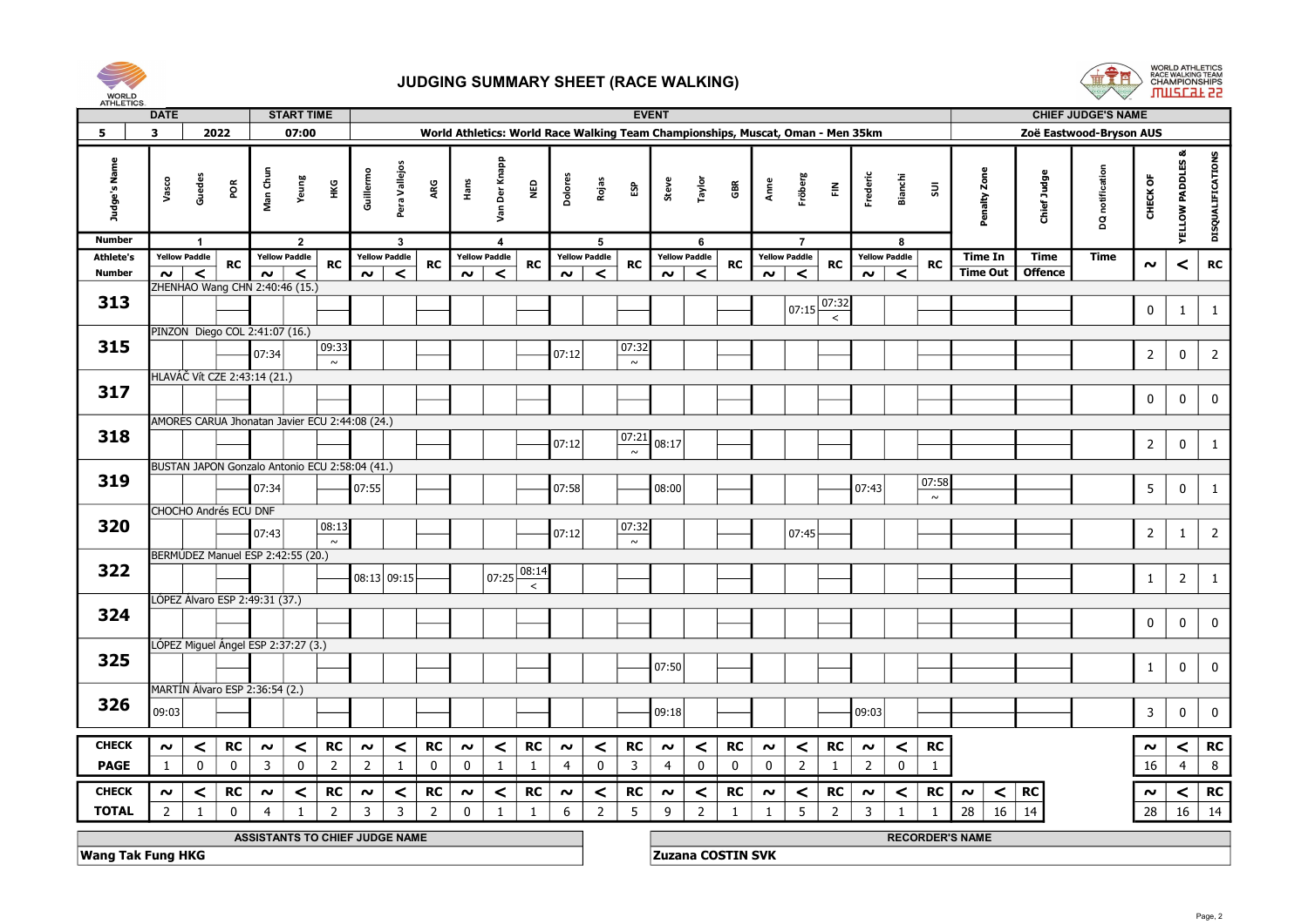# JUDGING SUMMARY SHEET (RACE WALKING)

WORLD ATHLETICS RACE WALKING TEAM CHAMPIONSHIPS Muscat 22

| DATE | | | START TIME | EVENT | CHIEF JUDGE'S NAME |
|---|---|---|---|---|---|
| 5 | 3 | 2022 | 07:00 | World Athletics: World Race Walking Team Championships, Muscat, Oman - Men 35km | Zoë Eastwood-Bryson AUS |

| Judge's Name | Vasco Guedes POR | | | Man Chun Yeung HKG | | | Guillermo Pera Vallejos ARG | | | Hans Van Der Knapp NED | | | Dolores Rojas ESP | | | Steve Taylor GBR | | | Anne Fröberg FIN | | | Frederic Bianchi SUI | | | Penalty Zone | Chief Judge | DQ notification | CHECK OF | | |
|---|---|---|---|---|---|---|---|---|---|---|---|---|---|---|---|---|---|---|---|---|---|---|---|---|---|---|---|---|---|---|---|
| Number | 1 | | | 2 | | | 3 | | | 4 | | | 5 | | | 6 | | | 7 | | | 8 | | | | | | YELLOW PADDLES & DISQUALIFICATIONS | | |
| Athlete's Number | Yellow Paddle ~ | Yellow Paddle < | RC | Yellow Paddle ~ | Yellow Paddle < | RC | Yellow Paddle ~ | Yellow Paddle < | RC | Yellow Paddle ~ | Yellow Paddle < | RC | Yellow Paddle ~ | Yellow Paddle < | RC | Yellow Paddle ~ | Yellow Paddle < | RC | Yellow Paddle ~ | Yellow Paddle < | RC | Yellow Paddle ~ | Yellow Paddle < | RC | Time In / Time Out | Time / Offence | Time | ~ | < | RC |
| Athlete | | | | | | | | | | | | | | | | | | | | | | | | | | | | | | |
| 313 — ZHENHAO Wang CHN 2:40:46 (15.) | | | | | | | | | | | | | | | | | | | | 07:15 | 07:32 < | | | | | | | 0 | 1 | 1 |
| 315 — PINZON Diego COL 2:41:07 (16.) | | | | 07:34 | | 09:33 ~ | | | | | | | 07:12 | | 07:32 ~ | | | | | | | | | | | | | 2 | 0 | 2 |
| 317 — HLAVÁČ Vít CZE 2:43:14 (21.) | | | | | | | | | | | | | | | | | | | | | | | | | | | | 0 | 0 | 0 |
| 318 — AMORES CARUA Jhonatan Javier ECU 2:44:08 (24.) | | | | | | | | | | | | | 07:12 | | 07:21 ~ | 08:17 | | | | | | | | | | | | 2 | 0 | 1 |
| 319 — BUSTAN JAPON Gonzalo Antonio ECU 2:58:04 (41.) | | | | 07:34 | | | 07:55 | | | | | | 07:58 | | | 08:00 | | | | | | 07:43 | | 07:58 ~ | | | | 5 | 0 | 1 |
| 320 — CHOCHO Andrés ECU DNF | | | | 07:43 | | 08:13 ~ | | | | | | | 07:12 | | 07:32 ~ | | | | | 07:45 | | | | | | | | 2 | 1 | 2 |
| 322 — BERMÚDEZ Manuel ESP 2:42:55 (20.) | | | | | | | 08:13 | 09:15 | | | 07:25 | 08:14 < | | | | | | | | | | | | | | | | 1 | 2 | 1 |
| 324 — LÓPEZ Álvaro ESP 2:49:31 (37.) | | | | | | | | | | | | | | | | | | | | | | | | | | | | 0 | 0 | 0 |
| 325 — LÓPEZ Miguel Ángel ESP 2:37:27 (3.) | | | | | | | | | | | | | | | | 07:50 | | | | | | | | | | | | 1 | 0 | 0 |
| 326 — MARTÍN Álvaro ESP 2:36:54 (2.) | 09:03 | | | | | | | | | | | | | | | 09:18 | | | | | | 09:03 | | | | | | 3 | 0 | 0 |
| CHECK PAGE | 1 | 0 | 0 | 3 | 0 | 2 | 2 | 1 | 0 | 0 | 1 | 1 | 4 | 0 | 3 | 4 | 0 | 0 | 0 | 2 | 1 | 2 | 0 | 1 | | | | 16 | 4 | 8 |
| CHECK TOTAL | 2 | 1 | 0 | 4 | 1 | 2 | 3 | 3 | 2 | 0 | 1 | 1 | 6 | 2 | 5 | 9 | 2 | 1 | 1 | 5 | 2 | 3 | 1 | 1 | ~ 28 | < 16 | RC 14 | 28 | 16 | 14 |

| ASSISTANTS TO CHIEF JUDGE NAME | RECORDER'S NAME |
|---|---|
| Wang Tak Fung HKG | Zuzana COSTIN SVK |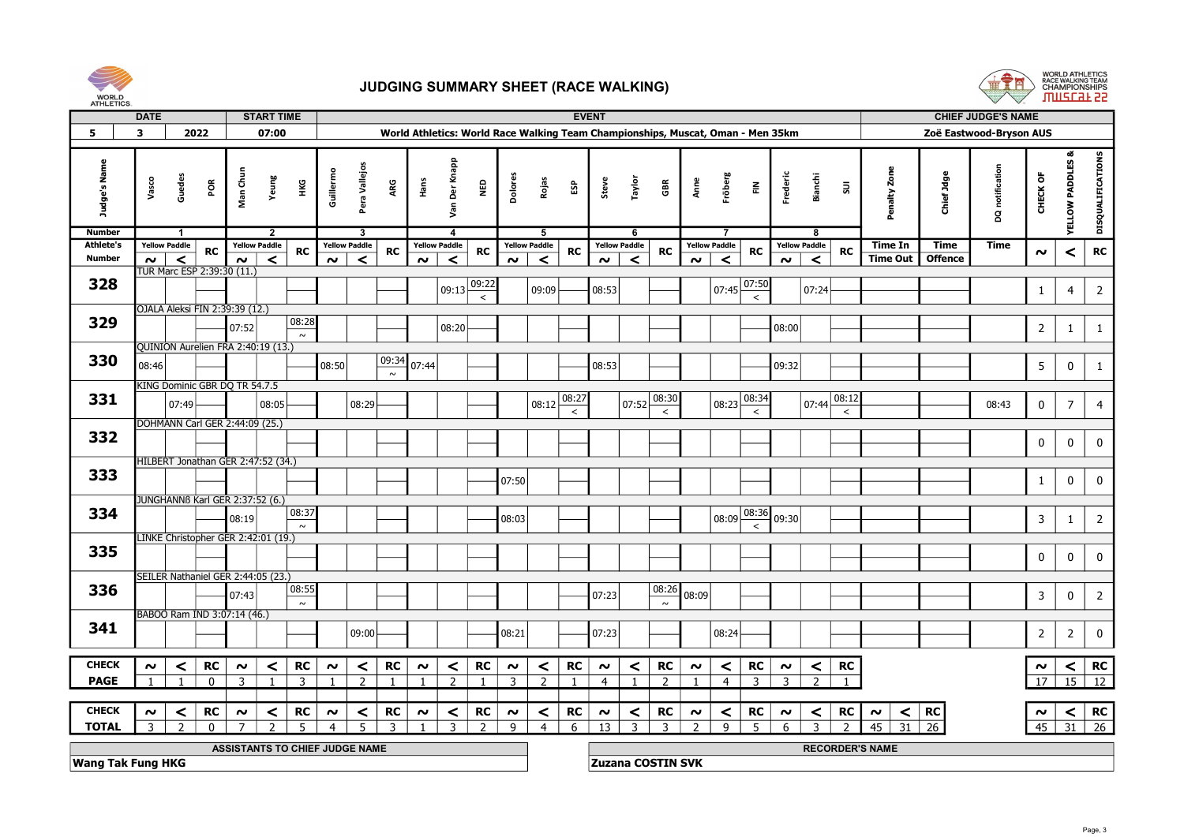| DATE | | | START TIME | EVENT | CHIEF JUDGE'S NAME |
|---|---|---|---|---|---|
| 5 | 3 | 2022 | 07:00 | World Athletics: World Race Walking Team Championships, Muscat, Oman - Men 35km | Zoë Eastwood-Bryson AUS |

| Judge's Name | | Vasco Guedes POR | | | Man Chun Yeung HKG | | | Guillermo Pera Vallejos ARG | | | Hans Van Der Knapp NED | | | Dolores Rojas ESP | | | Steve Taylor GBR | | | Anne Fröberg FIN | | | Frederic Bianchi SUI | | | Penalty Zone | Chief Jdge | DQ notification | CHECK OF | YELLOW PADDLES & | DISQUALIFICATIONS |
|---|---|---|---|---|---|---|---|---|---|---|---|---|---|---|---|---|---|---|---|---|---|---|---|---|---|---|---|---|---|---|---|
| Number | | 1 | | | 2 | | | 3 | | | 4 | | | 5 | | | 6 | | | 7 | | | 8 | | | | | | | | |
| Athlete's Number | | Yellow Paddle | | RC | Yellow Paddle | | RC | Yellow Paddle | | RC | Yellow Paddle | | RC | Yellow Paddle | | RC | Yellow Paddle | | RC | Yellow Paddle | | RC | Yellow Paddle | | RC | Time In / Time Out | Time Offence | Time | ~ | < | RC |
| | | ~ | < | | ~ | < | | ~ | < | | ~ | < | | ~ | < | | ~ | < | | ~ | < | | ~ | < | | | | | | | |
| 328 | TUR Marc ESP 2:39:30 (11.) | | | | | | | | | | | 09:13 | 09:22 < | | 09:09 | | 08:53 | | | | 07:45 | 07:50 < | | 07:24 | | | | | 1 | 4 | 2 |
| 329 | OJALA Aleksi FIN 2:39:39 (12.) | | | | 07:52 | | 08:28 ~ | | | | | 08:20 | | | | | | | | | | | 08:00 | | | | | | 2 | 1 | 1 |
| 330 | QUINION Aurelien FRA 2:40:19 (13.) | 08:46 | | | | | | 08:50 | | 09:34 ~ | 07:44 | | | | | | 08:53 | | | | | | 09:32 | | | | | | 5 | 0 | 1 |
| 331 | KING Dominic GBR DQ TR 54.7.5 | | 07:49 | | | 08:05 | | | 08:29 | | | | | | 08:12 | 08:27 < | | 07:52 | 08:30 < | | 08:23 | 08:34 < | | 07:44 | 08:12 < | | | 08:43 | 0 | 7 | 4 |
| 332 | DOHMANN Carl GER 2:44:09 (25.) | | | | | | | | | | | | | | | | | | | | | | | | | | | | 0 | 0 | 0 |
| 333 | HILBERT Jonathan GER 2:47:52 (34.) | | | | | | | | | | | | | 07:50 | | | | | | | | | | | | | | | 1 | 0 | 0 |
| 334 | JUNGHANNß Karl GER 2:37:52 (6.) | | | | 08:19 | | 08:37 ~ | | | | | | | 08:03 | | | | | | | 08:09 | 08:36 < | 09:30 | | | | | | 3 | 1 | 2 |
| 335 | LINKE Christopher GER 2:42:01 (19.) | | | | | | | | | | | | | | | | | | | | | | | | | | | | 0 | 0 | 0 |
| 336 | SEILER Nathaniel GER 2:44:05 (23.) | | | | 07:43 | | 08:55 ~ | | | | | | | | | | 07:23 | | 08:26 ~ | 08:09 | | | | | | | | | 3 | 0 | 2 |
| 341 | BABOO Ram IND 3:07:14 (46.) | | | | | | | | 09:00 | | | | | 08:21 | | | 07:23 | | | | 08:24 | | | | | | | | 2 | 2 | 0 |

| CHECK | ~ | < | RC | ~ | < | RC | ~ | < | RC | ~ | < | RC | ~ | < | RC | ~ | < | RC | ~ | < | RC | ~ | < | RC | | | | ~ | < | RC |
|---|---|---|---|---|---|---|---|---|---|---|---|---|---|---|---|---|---|---|---|---|---|---|---|---|---|---|---|---|---|---|
| PAGE | 1 | 1 | 0 | 3 | 1 | 3 | 1 | 2 | 1 | 1 | 2 | 1 | 3 | 2 | 1 | 4 | 1 | 2 | 1 | 4 | 3 | 3 | 2 | 1 | | | | 17 | 15 | 12 |

| CHECK | ~ | < | RC | ~ | < | RC | ~ | < | RC | ~ | < | RC | ~ | < | RC | ~ | < | RC | ~ | < | RC | ~ | < | RC | ~ | < | RC | ~ | < | RC |
|---|---|---|---|---|---|---|---|---|---|---|---|---|---|---|---|---|---|---|---|---|---|---|---|---|---|---|---|---|---|---|
| TOTAL | 3 | 2 | 0 | 7 | 2 | 5 | 4 | 5 | 3 | 1 | 3 | 2 | 9 | 4 | 6 | 13 | 3 | 3 | 2 | 9 | 5 | 6 | 3 | 2 | 45 | 31 | 26 | 45 | 31 | 26 |

| ASSISTANTS TO CHIEF JUDGE NAME | RECORDER'S NAME |
|---|---|
| Wang Tak Fung HKG | Zuzana COSTIN SVK |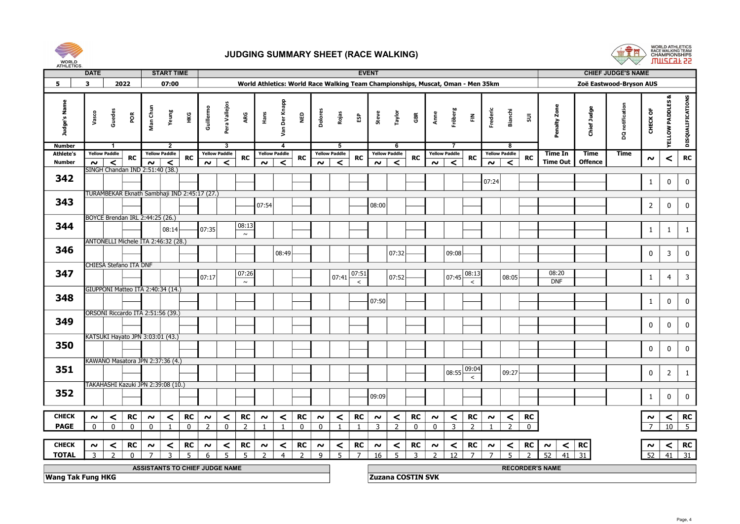# JUDGING SUMMARY SHEET (RACE WALKING)

WORLD ATHLETICS RACE WALKING TEAM CHAMPIONSHIPS MUSCAT 22

| DATE | | | START TIME | EVENT | CHIEF JUDGE'S NAME |
|---|---|---|---|---|---|
| 5 | 3 | 2022 | 07:00 | World Athletics: World Race Walking Team Championships, Muscat, Oman - Men 35km | Zoë Eastwood-Bryson AUS |

| Judge's Name | Vasco Guedes POR | | | Man Chun Yeung HKG | | | Guillermo Pera Vallejos ARG | | | Hans Van Der Knapp NED | | | Dolores Rojas ESP | | | Steve Taylor GBR | | | Arne Fröberg FIN | | | Frederic Bianchi SUI | | | Penalty Zone | Chief Judge | DQ notification | CHECK OF YELLOW PADDLES & DISQUALIFICATIONS | | |
|---|---|---|---|---|---|---|---|---|---|---|---|---|---|---|---|---|---|---|---|---|---|---|---|---|---|---|---|---|---|---|
| Number | 1 | | | 2 | | | 3 | | | 4 | | | 5 | | | 6 | | | 7 | | | 8 | | | | | | | | |
| | Yellow Paddle | | | Yellow Paddle | | | Yellow Paddle | | | Yellow Paddle | | | Yellow Paddle | | | Yellow Paddle | | | Yellow Paddle | | | Yellow Paddle | | | | | | | | |
| Athlete's Number | ~ | < | RC | ~ | < | RC | ~ | < | RC | ~ | < | RC | ~ | < | RC | ~ | < | RC | ~ | < | RC | ~ | < | RC | Time In / Time Out | Time Offence | Time | ~ | < | RC |
| **342** SINGH Chandan IND 2:51:40 (38.) | | | | | | | | | | | | | | | | | | | | | | 07:24 | | | | | | 1 | 0 | 0 |
| **343** TURAMBEKAR Eknath Sambhaji IND 2:45:17 (27.) | | | | | | | | | | 07:54 | | | | | | 08:00 | | | | | | | | | | | | 2 | 0 | 0 |
| **344** BOYCE Brendan IRL 2:44:25 (26.) | | | | | 08:14 | | 07:35 | | 08:13 ~ | | | | | | | | | | | | | | | | | | | 1 | 1 | 1 |
| **346** ANTONELLI Michele ITA 2:46:32 (28.) | | | | | | | | | | | 08:49 | | | | | | 07:32 | | | 09:08 | | | | | | | | 0 | 3 | 0 |
| **347** CHIESA Stefano ITA DNF | | | | | | | 07:17 | | 07:26 ~ | | | | | 07:41 | 07:51 < | | 07:52 | | | 07:45 | 08:13 < | | 08:05 | | 08:20 DNF | | | 1 | 4 | 3 |
| **348** GIUPPONI Matteo ITA 2:40:34 (14.) | | | | | | | | | | | | | | | | 07:50 | | | | | | | | | | | | 1 | 0 | 0 |
| **349** ORSONI Riccardo ITA 2:51:56 (39.) | | | | | | | | | | | | | | | | | | | | | | | | | | | | 0 | 0 | 0 |
| **350** KATSUKI Hayato JPN 3:03:01 (43.) | | | | | | | | | | | | | | | | | | | | | | | | | | | | 0 | 0 | 0 |
| **351** KAWANO Masatora JPN 2:37:36 (4.) | | | | | | | | | | | | | | | | | | | | 08:55 | 09:04 < | | 09:27 | | | | | 0 | 2 | 1 |
| **352** TAKAHASHI Kazuki JPN 2:39:08 (10.) | | | | | | | | | | | | | | | | 09:09 | | | | | | | | | | | | 1 | 0 | 0 |
| **CHECK PAGE** | 0 | 0 | 0 | 0 | 1 | 0 | 2 | 0 | 2 | 1 | 1 | 0 | 0 | 1 | 1 | 3 | 2 | 0 | 0 | 3 | 2 | 1 | 2 | 0 | | | | 7 | 10 | 5 |
| **CHECK TOTAL** | 3 | 2 | 0 | 7 | 3 | 5 | 6 | 5 | 5 | 2 | 4 | 2 | 9 | 5 | 7 | 16 | 5 | 3 | 2 | 12 | 7 | 7 | 5 | 2 | ~ 52 / < 41 | RC 31 | | 52 | 41 | 31 |

| ASSISTANTS TO CHIEF JUDGE NAME | RECORDER'S NAME |
|---|---|
| Wang Tak Fung HKG | Zuzana COSTIN SVK |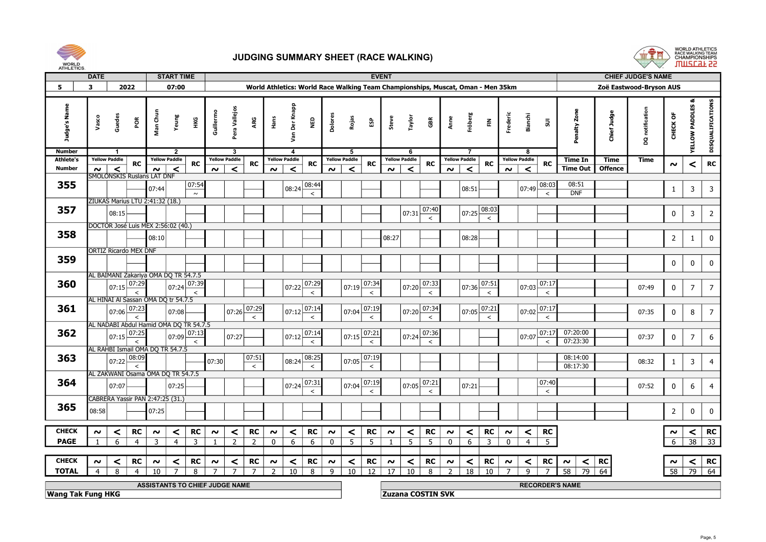# JUDGING SUMMARY SHEET (RACE WALKING)

WORLD ATHLETICS RACE WALKING TEAM CHAMPIONSHIPS MUSCAT 22

| DATE | | | START TIME | EVENT | CHIEF JUDGE'S NAME |
|---|---|---|---|---|---|
| 5 | 3 | 2022 | 07:00 | World Athletics: World Race Walking Team Championships, Muscat, Oman - Men 35km | Zoë Eastwood-Bryson AUS |

| Judge's Name | Vasco Guedes POR | | | Man Chun Yeung HKG | | | Guillermo Pera Vallejos ARG | | | Hans Van Der Knapp NED | | | Dolores Rojas ESP | | | Steve Taylor GBR | | | Anne Fröberg FIN | | | Frederic Bianchi SUI | | | Penalty Zone | Chief Judge | DQ notification | CHECK OF YELLOW PADDLES & DISQUALIFICATIONS | | |
|---|---|---|---|---|---|---|---|---|---|---|---|---|---|---|---|---|---|---|---|---|---|---|---|---|---|---|---|---|---|---|---|
| Number | 1 | | | 2 | | | 3 | | | 4 | | | 5 | | | 6 | | | 7 | | | 8 | | | | | | | | |
| Athlete's Number | Yellow Paddle ~ | Yellow Paddle < | RC | Yellow Paddle ~ | Yellow Paddle < | RC | Yellow Paddle ~ | Yellow Paddle < | RC | Yellow Paddle ~ | Yellow Paddle < | RC | Yellow Paddle ~ | Yellow Paddle < | RC | Yellow Paddle ~ | Yellow Paddle < | RC | Yellow Paddle ~ | Yellow Paddle < | RC | Yellow Paddle ~ | Yellow Paddle < | RC | Time In / Time Out | Time Offence | Time | ~ | < | RC |
| 355 SMOLONSKIS Ruslans LAT DNF | | | | 07:44 | | 07:54 ~ | | | | | 08:24 | 08:44 < | | | | | | | | 08:51 | | | 07:49 | 08:03 < | 08:51 / DNF | | | 1 | 3 | 3 |
| 357 ZIUKAS Marius LTU 2:41:32 (18.) | | 08:15 | | | | | | | | | | | | | | | 07:31 | 07:40 < | | 07:25 | 08:03 < | | | | | | | 0 | 3 | 2 |
| 358 DOCTOR José Luis MEX 2:56:02 (40.) | | | | 08:10 | | | | | | | | | | | | 08:27 | | | | 08:28 | | | | | | | | 2 | 1 | 0 |
| 359 ORTIZ Ricardo MEX DNF | | | | | | | | | | | | | | | | | | | | | | | | | | | | 0 | 0 | 0 |
| 360 AL BAIMANI Zakariya OMA DQ TR 54.7.5 | | 07:15 | 07:29 < | | 07:24 | 07:39 < | | | | | 07:22 | 07:29 < | | 07:19 | 07:34 < | | 07:20 | 07:33 < | | 07:36 | 07:51 < | | 07:03 | 07:17 < | | | 07:49 | 0 | 7 | 7 |
| 361 AL HINAI Al Sassan OMA DQ tr 54.7.5 | | 07:06 | 07:23 < | | 07:08 | | | 07:26 | 07:29 < | | 07:12 | 07:14 < | | 07:04 | 07:19 < | | 07:20 | 07:34 < | | 07:05 | 07:21 < | | 07:02 | 07:17 < | | | 07:35 | 0 | 8 | 7 |
| 362 AL NADABI Abdul Hamid OMA DQ TR 54.7.5 | | 07:15 | 07:25 < | | 07:09 | 07:13 < | | 07:27 | | | 07:12 | 07:14 < | | 07:15 | 07:21 < | | 07:24 | 07:36 < | | | | | 07:07 | 07:17 < | 07:20:00 / 07:23:30 | | 07:37 | 0 | 7 | 6 |
| 363 AL RAHBI Ismail OMA DQ TR 54.7.5 | | 07:22 | 08:09 < | | | | 07:30 | | 07:51 < | | 08:24 | 08:25 < | | 07:05 | 07:19 < | | | | | | | | | | 08:14:00 / 08:17:30 | | 08:32 | 1 | 3 | 4 |
| 364 AL ZAKWANI Osama OMA DQ TR 54.7.5 | | 07:07 | | | 07:25 | | | | | | 07:24 | 07:31 < | | 07:04 | 07:19 < | | 07:05 | 07:21 < | | 07:21 | | | | 07:40 < | | | 07:52 | 0 | 6 | 4 |
| 365 CABRERA Yassir PAN 2:47:25 (31.) | 08:58 | | | 07:25 | | | | | | | | | | | | | | | | | | | | | | | | 2 | 0 | 0 |

| CHECK | ~ | < | RC | ~ | < | RC | ~ | < | RC | ~ | < | RC | ~ | < | RC | ~ | < | RC | ~ | < | RC | ~ | < | RC | | | | ~ | < | RC |
|---|---|---|---|---|---|---|---|---|---|---|---|---|---|---|---|---|---|---|---|---|---|---|---|---|---|---|---|---|---|---|
| PAGE | 1 | 6 | 4 | 3 | 4 | 3 | 1 | 2 | 2 | 0 | 6 | 6 | 0 | 5 | 5 | 1 | 5 | 5 | 0 | 6 | 3 | 0 | 4 | 5 | | | | 6 | 38 | 33 |

| CHECK | ~ | < | RC | ~ | < | RC | ~ | < | RC | ~ | < | RC | ~ | < | RC | ~ | < | RC | ~ | < | RC | ~ | < | RC | ~ | < | RC | ~ | < | RC |
|---|---|---|---|---|---|---|---|---|---|---|---|---|---|---|---|---|---|---|---|---|---|---|---|---|---|---|---|---|---|---|
| TOTAL | 4 | 8 | 4 | 10 | 7 | 8 | 7 | 7 | 7 | 2 | 10 | 8 | 9 | 10 | 12 | 17 | 10 | 8 | 2 | 18 | 10 | 7 | 9 | 7 | 58 | 79 | 64 | 58 | 79 | 64 |

| ASSISTANTS TO CHIEF JUDGE NAME | RECORDER'S NAME |
|---|---|
| Wang Tak Fung HKG | Zuzana COSTIN SVK |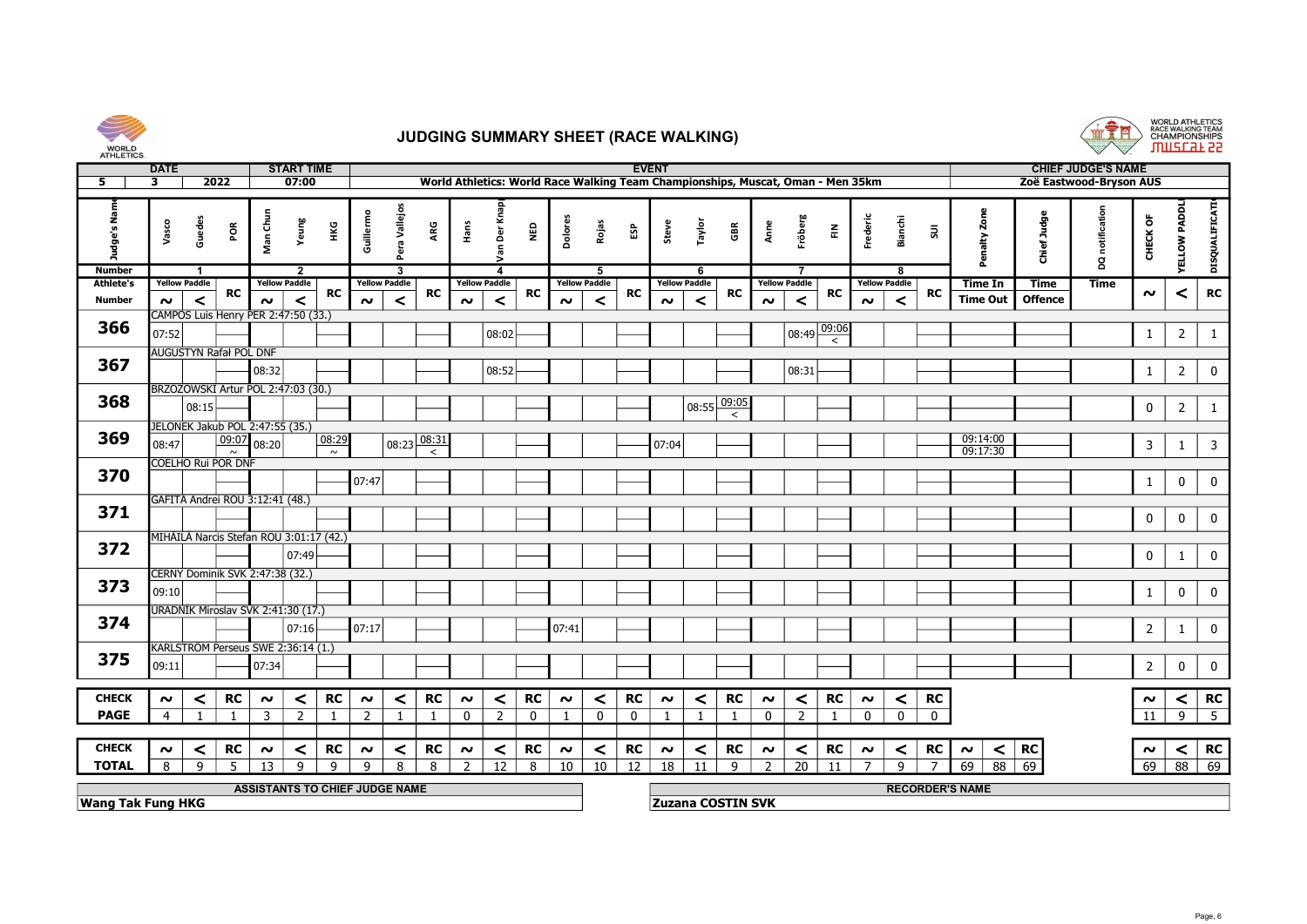# JUDGING SUMMARY SHEET (RACE WALKING)

| DATE | | | START TIME | EVENT | CHIEF JUDGE'S NAME |
|---|---|---|---|---|---|
| 5 | 3 | 2022 | 07:00 | World Athletics: World Race Walking Team Championships, Muscat, Oman - Men 35km | Zoë Eastwood-Bryson AUS |

| Judge's Name | Vasco Guedes POR | | | Man Chun Yeung HKG | | | Guillermo Pera Vallejos ARG | | | Hans Van Der Knaap NED | | | Dolores Rojas ESP | | | Steve Taylor GBR | | | Anne Fröberg FIN | | | Frederic Bianchi SUI | | | Penalty Zone | Chief Judge | DQ notification | CHECK OF | YELLOW PADDLE | DISQUALIFICATION |
|---|---|---|---|---|---|---|---|---|---|---|---|---|---|---|---|---|---|---|---|---|---|---|---|---|---|---|---|---|---|---|
| Number | 1 | | | 2 | | | 3 | | | 4 | | | 5 | | | 6 | | | 7 | | | 8 | | | | | | | | |
| Athlete's Number | Yellow Paddle ~ | Yellow Paddle < | RC | Yellow Paddle ~ | Yellow Paddle < | RC | Yellow Paddle ~ | Yellow Paddle < | RC | Yellow Paddle ~ | Yellow Paddle < | RC | Yellow Paddle ~ | Yellow Paddle < | RC | Yellow Paddle ~ | Yellow Paddle < | RC | Yellow Paddle ~ | Yellow Paddle < | RC | Yellow Paddle ~ | Yellow Paddle < | RC | Time In / Time Out | Time Offence | Time | ~ | < | RC |
| 366 CAMPOS Luis Henry PER 2:47:50 (33.) | 07:52 | | | | | | | | | | 08:02 | | | | | | | | | 08:49 | 09:06 < | | | | | | | 1 | 2 | 1 |
| 367 AUGUSTYN Rafał POL DNF | | | | 08:32 | | | | | | | 08:52 | | | | | | | | | 08:31 | | | | | | | | 1 | 2 | 0 |
| 368 BRZOZOWSKI Artur POL 2:47:03 (30.) | | 08:15 | | | | | | | | | | | | | | | 08:55 | 09:05 < | | | | | | | | | | 0 | 2 | 1 |
| 369 JELONEK Jakub POL 2:47:55 (35.) | 08:47 | | 09:07 ~ | 08:20 | | 08:29 ~ | | 08:23 | 08:31 < | | | | | | | 07:04 | | | | | | | | | 09:14:00 / 09:17:30 | | | 3 | 1 | 3 |
| 370 COELHO Rui POR DNF | | | | | | | 07:47 | | | | | | | | | | | | | | | | | | | | | 1 | 0 | 0 |
| 371 GAFITA Andrei ROU 3:12:41 (48.) | | | | | | | | | | | | | | | | | | | | | | | | | | | | 0 | 0 | 0 |
| 372 MIHAILA Narcis Stefan ROU 3:01:17 (42.) | | | | | 07:49 | | | | | | | | | | | | | | | | | | | | | | | 0 | 1 | 0 |
| 373 CERNY Dominik SVK 2:47:38 (32.) | 09:10 | | | | | | | | | | | | | | | | | | | | | | | | | | | 1 | 0 | 0 |
| 374 URADNIK Miroslav SVK 2:41:30 (17.) | | | | | 07:16 | | 07:17 | | | | | | 07:41 | | | | | | | | | | | | | | | 2 | 1 | 0 |
| 375 KARLSTROM Perseus SWE 2:36:14 (1.) | 09:11 | | | 07:34 | | | | | | | | | | | | | | | | | | | | | | | | 2 | 0 | 0 |
| CHECK PAGE | 4 | 1 | 1 | 3 | 2 | 1 | 2 | 1 | 1 | 0 | 2 | 0 | 1 | 0 | 0 | 1 | 1 | 1 | 0 | 2 | 1 | 0 | 0 | 0 | | | | 11 | 9 | 5 |
| CHECK TOTAL | 8 | 9 | 5 | 13 | 9 | 9 | 9 | 8 | 8 | 2 | 12 | 8 | 10 | 10 | 12 | 18 | 11 | 9 | 2 | 20 | 11 | 7 | 9 | 7 | ~ 69 | < 88 | RC 69 | 69 | 88 | 69 |

| ASSISTANTS TO CHIEF JUDGE NAME | RECORDER'S NAME |
|---|---|
| Wang Tak Fung HKG | Zuzana COSTIN SVK |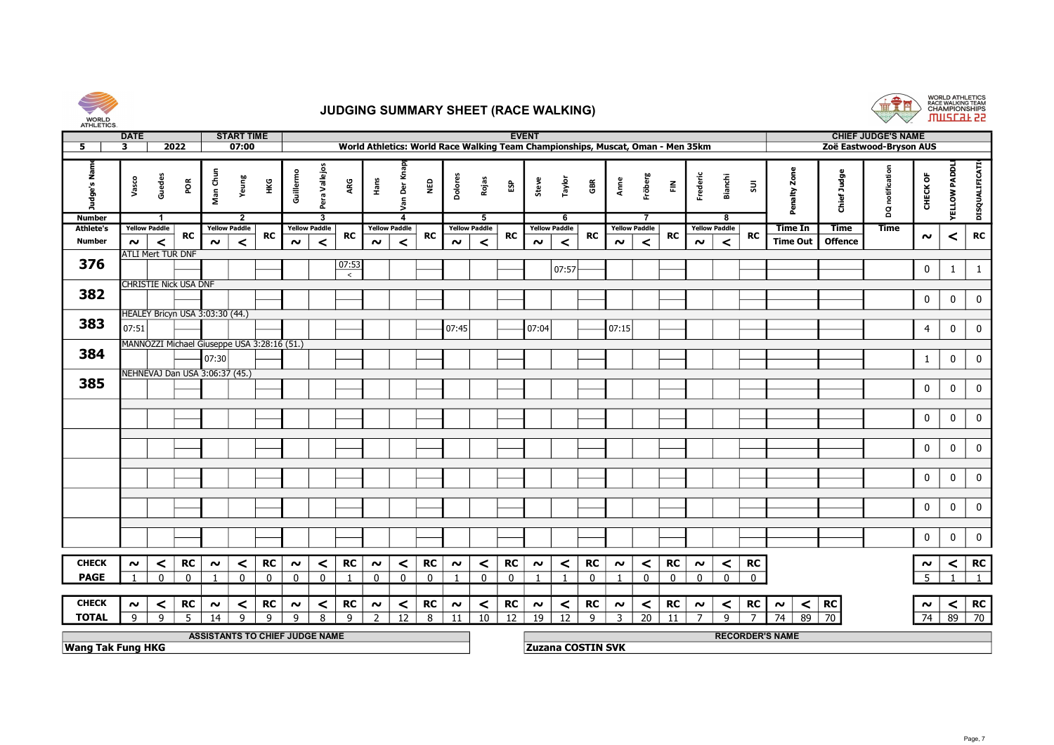# JUDGING SUMMARY SHEET (RACE WALKING)

WORLD ATHLETICS RACE WALKING TEAM CHAMPIONSHIPS Muscat 22

| DATE | | | START TIME | EVENT | CHIEF JUDGE'S NAME |
|---|---|---|---|---|---|
| 5 | 3 | 2022 | 07:00 | World Athletics: World Race Walking Team Championships, Muscat, Oman - Men 35km | Zoë Eastwood-Bryson AUS |

| Judge's Name / Number | | 1 Vasco Guedes POR | | | 2 Man Chun Yeung HKG | | | 3 Guillermo Pera Vallejos ARG | | | 4 Hans Van Der Knap NED | | | 5 Dolores Rojas ESP | | | 6 Steve Taylor GBR | | | 7 Anne Fröberg FIN | | | 8 Frederic Bianchi SUI | | | Penalty Zone | Chief Judge | DQ notification | CHECK OF | YELLOW PADDLE | DISQUALIFICATION |
|---|---|---|---|---|---|---|---|---|---|---|---|---|---|---|---|---|---|---|---|---|---|---|---|---|---|---|---|---|---|---|---|
| Athlete's Number | Athlete | Yellow Paddle ~ | Yellow Paddle < | RC | Yellow Paddle ~ | Yellow Paddle < | RC | Yellow Paddle ~ | Yellow Paddle < | RC | Yellow Paddle ~ | Yellow Paddle < | RC | Yellow Paddle ~ | Yellow Paddle < | RC | Yellow Paddle ~ | Yellow Paddle < | RC | Yellow Paddle ~ | Yellow Paddle < | RC | Yellow Paddle ~ | Yellow Paddle < | RC | Time In / Time Out | Time / Offence | Time | ~ | < | RC |
| 376 | ATLI Mert TUR DNF | | | | | | | | | 07:53 < | | | | | | | | 07:57 | | | | | | | | | | | 0 | 1 | 1 |
| 382 | CHRISTIE Nick USA DNF | | | | | | | | | | | | | | | | | | | | | | | | | | | | 0 | 0 | 0 |
| 383 | HEALEY Bricyn USA 3:03:30 (44.) | 07:51 | | | | | | | | | | | | 07:45 | | | 07:04 | | | 07:15 | | | | | | | | | 4 | 0 | 0 |
| 384 | MANNOZZI Michael Giuseppe USA 3:28:16 (51.) | | | | 07:30 | | | | | | | | | | | | | | | | | | | | | | | | 1 | 0 | 0 |
| 385 | NEHNEVAJ Dan USA 3:06:37 (45.) | | | | | | | | | | | | | | | | | | | | | | | | | | | | 0 | 0 | 0 |
| | | | | | | | | | | | | | | | | | | | | | | | | | | | | | 0 | 0 | 0 |
| | | | | | | | | | | | | | | | | | | | | | | | | | | | | | 0 | 0 | 0 |
| | | | | | | | | | | | | | | | | | | | | | | | | | | | | | 0 | 0 | 0 |
| | | | | | | | | | | | | | | | | | | | | | | | | | | | | | 0 | 0 | 0 |
| | | | | | | | | | | | | | | | | | | | | | | | | | | | | | 0 | 0 | 0 |
| CHECK PAGE | | 1 | 0 | 0 | 1 | 0 | 0 | 0 | 0 | 1 | 0 | 0 | 0 | 1 | 0 | 0 | 1 | 1 | 0 | 1 | 0 | 0 | 0 | 0 | 0 | | | | 5 | 1 | 1 |
| CHECK TOTAL | | 9 | 9 | 5 | 14 | 9 | 9 | 9 | 8 | 9 | 2 | 12 | 8 | 11 | 10 | 12 | 19 | 12 | 9 | 3 | 20 | 11 | 7 | 9 | 7 | ~ 74 | < 89 | RC 70 | 74 | 89 | 70 |

| ASSISTANTS TO CHIEF JUDGE NAME | RECORDER'S NAME |
|---|---|
| Wang Tak Fung HKG | Zuzana COSTIN SVK |